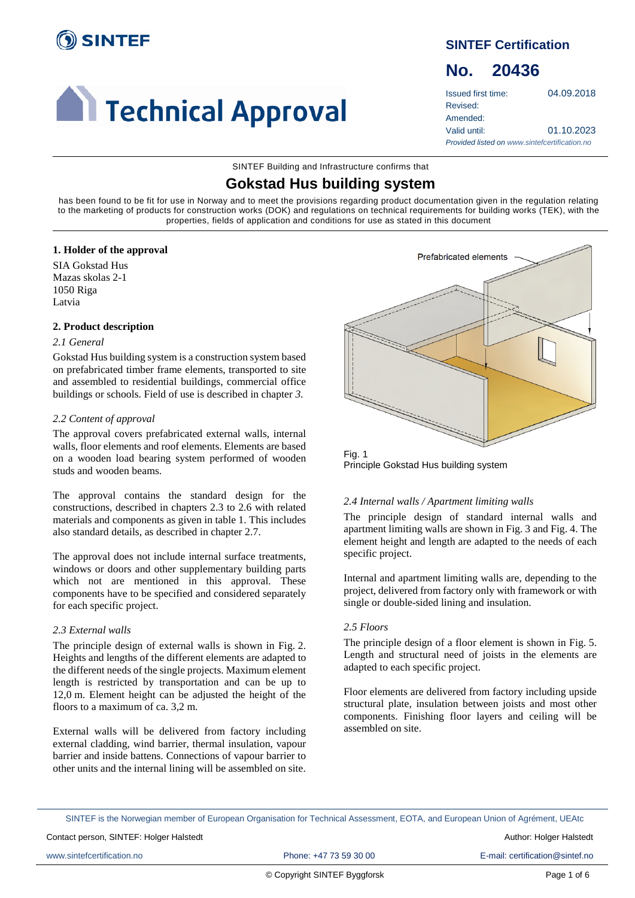SINTEF

# Technical Approval

**SINTEF Certification**

**No. 20436**

| | |
|---|---|
| Issued first time: | 04.09.2018 |
| Revised: | |
| Amended: | |
| Valid until: | 01.10.2023 |

*Provided listed on www.sintefcertification.no*

SINTEF Building and Infrastructure confirms that

## Gokstad Hus building system

has been found to be fit for use in Norway and to meet the provisions regarding product documentation given in the regulation relating to the marketing of products for construction works (DOK) and regulations on technical requirements for building works (TEK), with the properties, fields of application and conditions for use as stated in this document

### 1. Holder of the approval

SIA Gokstad Hus
Mazas skolas 2-1
1050 Riga
Latvia

### 2. Product description

*2.1 General*

Gokstad Hus building system is a construction system based on prefabricated timber frame elements, transported to site and assembled to residential buildings, commercial office buildings or schools. Field of use is described in chapter *3.*

*2.2 Content of approval*

The approval covers prefabricated external walls, internal walls, floor elements and roof elements. Elements are based on a wooden load bearing system performed of wooden studs and wooden beams.

The approval contains the standard design for the constructions, described in chapters 2.3 to 2.6 with related materials and components as given in table 1. This includes also standard details, as described in chapter 2.7.

The approval does not include internal surface treatments, windows or doors and other supplementary building parts which not are mentioned in this approval. These components have to be specified and considered separately for each specific project.

*2.3 External walls*

The principle design of external walls is shown in Fig. 2. Heights and lengths of the different elements are adapted to the different needs of the single projects. Maximum element length is restricted by transportation and can be up to 12,0 m. Element height can be adjusted the height of the floors to a maximum of ca. 3,2 m.

External walls will be delivered from factory including external cladding, wind barrier, thermal insulation, vapour barrier and inside battens. Connections of vapour barrier to other units and the internal lining will be assembled on site.

Prefabricated elements

Fig. 1
Principle Gokstad Hus building system

*2.4 Internal walls / Apartment limiting walls*

The principle design of standard internal walls and apartment limiting walls are shown in Fig. 3 and Fig. 4. The element height and length are adapted to the needs of each specific project.

Internal and apartment limiting walls are, depending to the project, delivered from factory only with framework or with single or double-sided lining and insulation.

*2.5 Floors*

The principle design of a floor element is shown in Fig. 5. Length and structural need of joists in the elements are adapted to each specific project.

Floor elements are delivered from factory including upside structural plate, insulation between joists and most other components. Finishing floor layers and ceiling will be assembled on site.

SINTEF is the Norwegian member of European Organisation for Technical Assessment, EOTA, and European Union of Agrément, UEAtc

Contact person, SINTEF: Holger Halstedt | Author: Holger Halstedt

www.sintefcertification.no | Phone: +47 73 59 30 00 | E-mail: certification@sintef.no

© Copyright SINTEF Byggforsk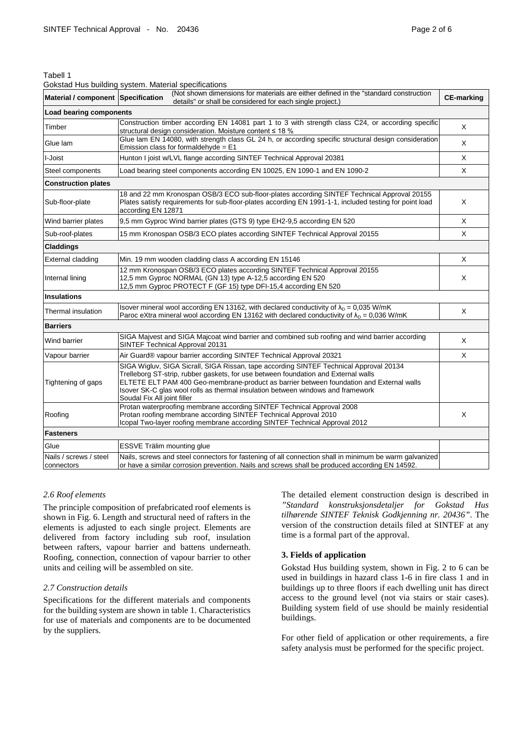Tabell 1

Gokstad Hus building system. Material specifications

| Material / component | Specification (Not shown dimensions for materials are either defined in the "standard construction details" or shall be considered for each single project.) | CE-marking |
|---|---|---|
| **Load bearing components** | | |
| Timber | Construction timber according EN 14081 part 1 to 3 with strength class C24, or according specific structural design consideration. Moisture content ≤ 18 % | X |
| Glue lam | Glue lam EN 14080, with strength class GL 24 h, or according specific structural design consideration Emission class for formaldehyde = E1 | X |
| I-Joist | Hunton I joist w/LVL flange according SINTEF Technical Approval 20381 | X |
| Steel components | Load bearing steel components according EN 10025, EN 1090-1 and EN 1090-2 | X |
| **Construction plates** | | |
| Sub-floor-plate | 18 and 22 mm Kronospan OSB/3 ECO sub-floor-plates according SINTEF Technical Approval 20155 Plates satisfy requirements for sub-floor-plates according EN 1991-1-1, included testing for point load according EN 12871 | X |
| Wind barrier plates | 9,5 mm Gyproc Wind barrier plates (GTS 9) type EH2-9,5 according EN 520 | X |
| Sub-roof-plates | 15 mm Kronospan OSB/3 ECO plates according SINTEF Technical Approval 20155 | X |
| **Claddings** | | |
| External cladding | Min. 19 mm wooden cladding class A according EN 15146 | X |
| Internal lining | 12 mm Kronospan OSB/3 ECO plates according SINTEF Technical Approval 20155<br>12,5 mm Gyproc NORMAL (GN 13) type A-12,5 according EN 520<br>12,5 mm Gyproc PROTECT F (GF 15) type DFI-15,4 according EN 520 | X |
| **Insulations** | | |
| Thermal insulation | Isover mineral wool according EN 13162, with declared conductivity of $\lambda_D$ = 0,035 W/mK<br>Paroc eXtra mineral wool according EN 13162 with declared conductivity of $\lambda_D$ = 0,036 W/mK | X |
| **Barriers** | | |
| Wind barrier | SIGA Majvest and SIGA Majcoat wind barrier and combined sub roofing and wind barrier according SINTEF Technical Approval 20131 | X |
| Vapour barrier | Air Guard® vapour barrier according SINTEF Technical Approval 20321 | X |
| Tightening of gaps | SIGA Wigluv, SIGA Sicrall, SIGA Rissan, tape according SINTEF Technical Approval 20134<br>Trelleborg ST-strip, rubber gaskets, for use between foundation and External walls<br>ELTETE ELT PAM 400 Geo-membrane-product as barrier between foundation and External walls<br>Isover SK-C glas wool rolls as thermal insulation between windows and framework<br>Soudal Fix All joint filler | |
| Roofing | Protan waterproofing membrane according SINTEF Technical Approval 2008<br>Protan roofing membrane according SINTEF Technical Approval 2010<br>Icopal Two-layer roofing membrane according SINTEF Technical Approval 2012 | X |
| **Fasteners** | | |
| Glue | ESSVE Trälim mounting glue | |
| Nails / screws / steel connectors | Nails, screws and steel connectors for fastening of all connection shall in minimum be warm galvanized or have a similar corrosion prevention. Nails and screws shall be produced according EN 14592. | |

### *2.6 Roof elements*

The principle composition of prefabricated roof elements is shown in Fig. 6. Length and structural need of rafters in the elements is adjusted to each single project. Elements are delivered from factory including sub roof, insulation between rafters, vapour barrier and battens underneath. Roofing, connection, connection of vapour barrier to other units and ceiling will be assembled on site.

### *2.7 Construction details*

Specifications for the different materials and components for the building system are shown in table 1. Characteristics for use of materials and components are to be documented by the suppliers.

The detailed element construction design is described in *"Standard konstruksjonsdetaljer for Gokstad Hus tilhørende SINTEF Teknisk Godkjenning nr. 20436"*. The version of the construction details filed at SINTEF at any time is a formal part of the approval.

## 3. Fields of application

Gokstad Hus building system, shown in Fig. 2 to 6 can be used in buildings in hazard class 1-6 in fire class 1 and in buildings up to three floors if each dwelling unit has direct access to the ground level (not via stairs or stair cases). Building system field of use should be mainly residential buildings.

For other field of application or other requirements, a fire safety analysis must be performed for the specific project.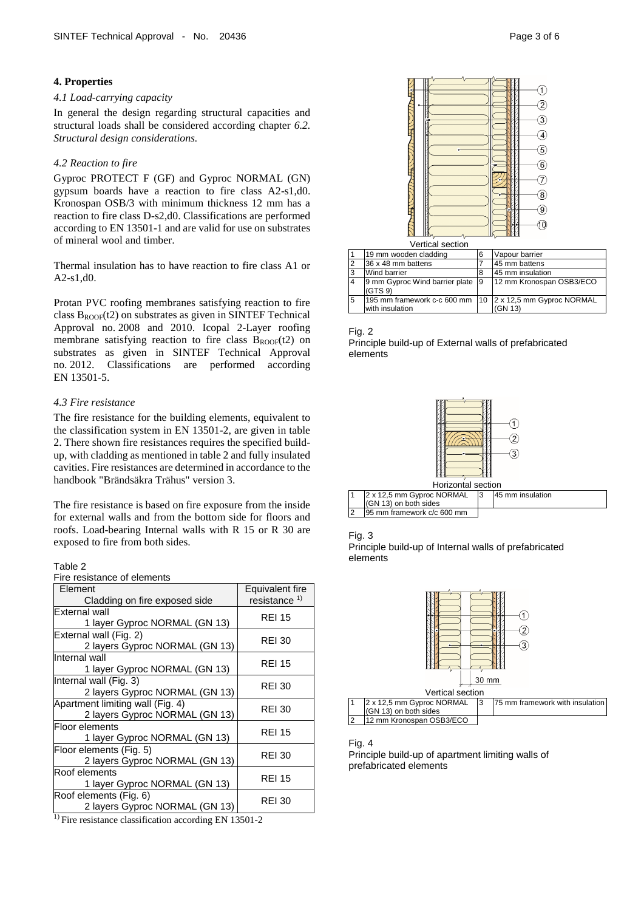## 4. Properties

### *4.1 Load-carrying capacity*

In general the design regarding structural capacities and structural loads shall be considered according chapter *6.2. Structural design considerations.*

### *4.2 Reaction to fire*

Gyproc PROTECT F (GF) and Gyproc NORMAL (GN) gypsum boards have a reaction to fire class A2-s1,d0. Kronospan OSB/3 with minimum thickness 12 mm has a reaction to fire class D-s2,d0. Classifications are performed according to EN 13501-1 and are valid for use on substrates of mineral wool and timber.

Thermal insulation has to have reaction to fire class A1 or A2-s1,d0.

Protan PVC roofing membranes satisfying reaction to fire class $B_{ROOF}(t2)$ on substrates as given in SINTEF Technical Approval no. 2008 and 2010. Icopal 2-Layer roofing membrane satisfying reaction to fire class $B_{ROOF}(t2)$ on substrates as given in SINTEF Technical Approval no. 2012. Classifications are performed according EN 13501-5.

### *4.3 Fire resistance*

The fire resistance for the building elements, equivalent to the classification system in EN 13501-2, are given in table 2. There shown fire resistances requires the specified build-up, with cladding as mentioned in table 2 and fully insulated cavities. Fire resistances are determined in accordance to the handbook "Brändsäkra Trähus" version 3.

The fire resistance is based on fire exposure from the inside for external walls and from the bottom side for floors and roofs. Load-bearing Internal walls with R 15 or R 30 are exposed to fire from both sides.

Table 2
Fire resistance of elements

| Element<br>Cladding on fire exposed side | Equivalent fire resistance [1] |
|---|---|
| External wall<br>1 layer Gyproc NORMAL (GN 13) | REI 15 |
| External wall (Fig. 2)<br>2 layers Gyproc NORMAL (GN 13) | REI 30 |
| Internal wall<br>1 layer Gyproc NORMAL (GN 13) | REI 15 |
| Internal wall (Fig. 3)<br>2 layers Gyproc NORMAL (GN 13) | REI 30 |
| Apartment limiting wall (Fig. 4)<br>2 layers Gyproc NORMAL (GN 13) | REI 30 |
| Floor elements<br>1 layer Gyproc NORMAL (GN 13) | REI 15 |
| Floor elements (Fig. 5)<br>2 layers Gyproc NORMAL (GN 13) | REI 30 |
| Roof elements<br>1 layer Gyproc NORMAL (GN 13) | REI 15 |
| Roof elements (Fig. 6)<br>2 layers Gyproc NORMAL (GN 13) | REI 30 |

[1] Fire resistance classification according EN 13501-2

Vertical section

| | | | |
|---|---|---|---|
| 1 | 19 mm wooden cladding | 6 | Vapour barrier |
| 2 | 36 x 48 mm battens | 7 | 45 mm battens |
| 3 | Wind barrier | 8 | 45 mm insulation |
| 4 | 9 mm Gyproc Wind barrier plate (GTS 9) | 9 | 12 mm Kronospan OSB3/ECO |
| 5 | 195 mm framework c-c 600 mm with insulation | 10 | 2 x 12,5 mm Gyproc NORMAL (GN 13) |

Fig. 2
Principle build-up of External walls of prefabricated elements

Horizontal section

| | | | |
|---|---|---|---|
| 1 | 2 x 12,5 mm Gyproc NORMAL (GN 13) on both sides | 3 | 45 mm insulation |
| 2 | 95 mm framework c/c 600 mm | | |

Fig. 3
Principle build-up of Internal walls of prefabricated elements

30 mm

Vertical section

| | | | |
|---|---|---|---|
| 1 | 2 x 12,5 mm Gyproc NORMAL (GN 13) on both sides | 3 | 75 mm framework with insulation |
| 2 | 12 mm Kronospan OSB3/ECO | | |

Fig. 4
Principle build-up of apartment limiting walls of prefabricated elements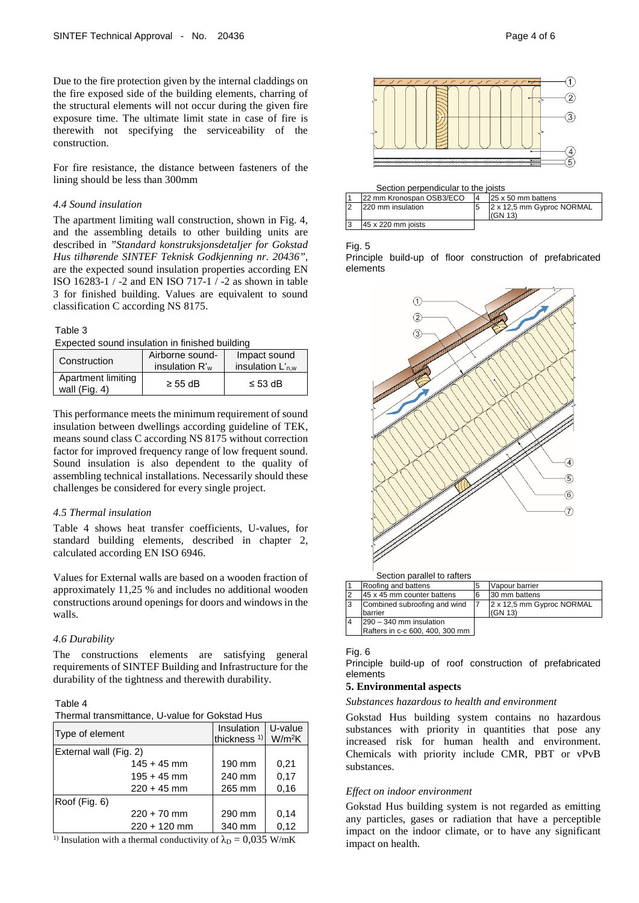Due to the fire protection given by the internal claddings on the fire exposed side of the building elements, charring of the structural elements will not occur during the given fire exposure time. The ultimate limit state in case of fire is therewith not specifying the serviceability of the construction.

For fire resistance, the distance between fasteners of the lining should be less than 300mm

### *4.4 Sound insulation*

The apartment limiting wall construction, shown in Fig. 4, and the assembling details to other building units are described in *"Standard konstruksjonsdetaljer for Gokstad Hus tilhørende SINTEF Teknisk Godkjenning nr. 20436"*, are the expected sound insulation properties according EN ISO 16283-1 / -2 and EN ISO 717-1 / -2 as shown in table 3 for finished building. Values are equivalent to sound classification C according NS 8175.

Table 3
Expected sound insulation in finished building

| Construction | Airborne sound-insulation $R'_w$ | Impact sound insulation $L'_{n,w}$ |
|---|---|---|
| Apartment limiting wall (Fig. 4) | ≥ 55 dB | ≤ 53 dB |

This performance meets the minimum requirement of sound insulation between dwellings according guideline of TEK, means sound class C according NS 8175 without correction factor for improved frequency range of low frequent sound. Sound insulation is also dependent to the quality of assembling technical installations. Necessarily should these challenges be considered for every single project.

### *4.5 Thermal insulation*

Table 4 shows heat transfer coefficients, U-values, for standard building elements, described in chapter 2, calculated according EN ISO 6946.

Values for External walls are based on a wooden fraction of approximately 11,25 % and includes no additional wooden constructions around openings for doors and windows in the walls.

### *4.6 Durability*

The constructions elements are satisfying general requirements of SINTEF Building and Infrastructure for the durability of the tightness and therewith durability.

Table 4
Thermal transmittance, U-value for Gokstad Hus

| Type of element | Insulation thickness [1] | U-value $W/m^2K$ |
|---|---|---|
| External wall (Fig. 2) | | |
| 145 + 45 mm | 190 mm | 0,21 |
| 195 + 45 mm | 240 mm | 0,17 |
| 220 + 45 mm | 265 mm | 0,16 |
| Roof (Fig. 6) | | |
| 220 + 70 mm | 290 mm | 0,14 |
| 220 + 120 mm | 340 mm | 0,12 |

[1] Insulation with a thermal conductivity of $\lambda_D = 0{,}035$ W/mK

Section perpendicular to the joists

| | | | |
|---|---|---|---|
| 1 | 22 mm Kronospan OSB3/ECO | 4 | 25 x 50 mm battens |
| 2 | 220 mm insulation | 5 | 2 x 12,5 mm Gyproc NORMAL (GN 13) |
| 3 | 45 x 220 mm joists | | |

Fig. 5
Principle build-up of floor construction of prefabricated elements

Section parallel to rafters

| | | | |
|---|---|---|---|
| 1 | Roofing and battens | 5 | Vapour barrier |
| 2 | 45 x 45 mm counter battens | 6 | 30 mm battens |
| 3 | Combined subroofing and wind barrier | 7 | 2 x 12,5 mm Gyproc NORMAL (GN 13) |
| 4 | 290 – 340 mm insulation Rafters in c-c 600, 400, 300 mm | | |

Fig. 6
Principle build-up of roof construction of prefabricated elements

## 5. Environmental aspects

*Substances hazardous to health and environment*

Gokstad Hus building system contains no hazardous substances with priority in quantities that pose any increased risk for human health and environment. Chemicals with priority include CMR, PBT or vPvB substances.

*Effect on indoor environment*

Gokstad Hus building system is not regarded as emitting any particles, gases or radiation that have a perceptible impact on the indoor climate, or to have any significant impact on health.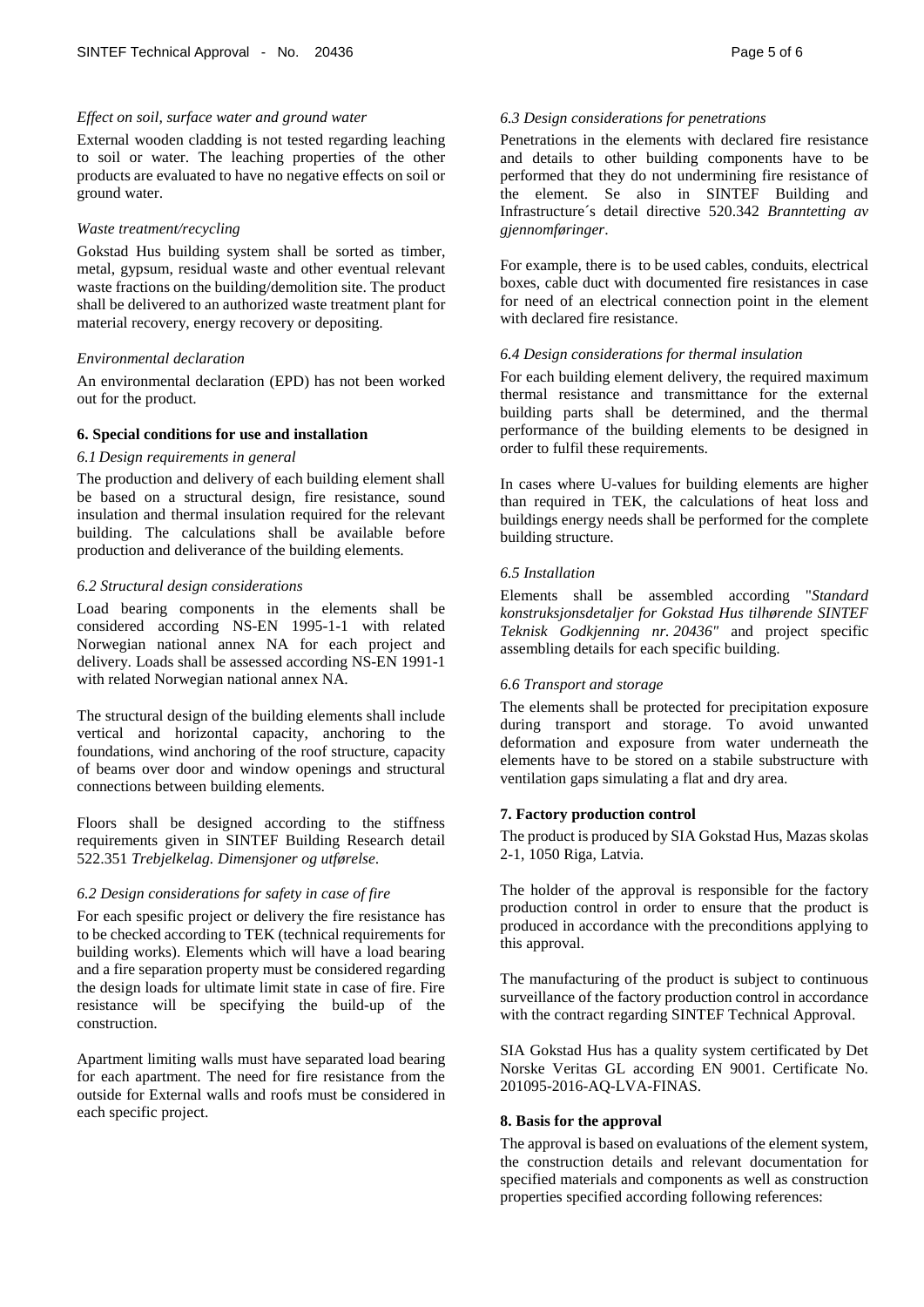*Effect on soil, surface water and ground water*

External wooden cladding is not tested regarding leaching to soil or water. The leaching properties of the other products are evaluated to have no negative effects on soil or ground water.

*Waste treatment/recycling*

Gokstad Hus building system shall be sorted as timber, metal, gypsum, residual waste and other eventual relevant waste fractions on the building/demolition site. The product shall be delivered to an authorized waste treatment plant for material recovery, energy recovery or depositing.

*Environmental declaration*

An environmental declaration (EPD) has not been worked out for the product.

## 6. Special conditions for use and installation

*6.1 Design requirements in general*

The production and delivery of each building element shall be based on a structural design, fire resistance, sound insulation and thermal insulation required for the relevant building. The calculations shall be available before production and deliverance of the building elements.

*6.2 Structural design considerations*

Load bearing components in the elements shall be considered according NS-EN 1995-1-1 with related Norwegian national annex NA for each project and delivery. Loads shall be assessed according NS-EN 1991-1 with related Norwegian national annex NA.

The structural design of the building elements shall include vertical and horizontal capacity, anchoring to the foundations, wind anchoring of the roof structure, capacity of beams over door and window openings and structural connections between building elements.

Floors shall be designed according to the stiffness requirements given in SINTEF Building Research detail 522.351 *Trebjelkelag. Dimensjoner og utførelse*.

*6.2 Design considerations for safety in case of fire*

For each spesific project or delivery the fire resistance has to be checked according to TEK (technical requirements for building works). Elements which will have a load bearing and a fire separation property must be considered regarding the design loads for ultimate limit state in case of fire. Fire resistance will be specifying the build-up of the construction.

Apartment limiting walls must have separated load bearing for each apartment. The need for fire resistance from the outside for External walls and roofs must be considered in each specific project.

*6.3 Design considerations for penetrations*

Penetrations in the elements with declared fire resistance and details to other building components have to be performed that they do not undermining fire resistance of the element. Se also in SINTEF Building and Infrastructure´s detail directive 520.342 *Branntetting av gjennomføringer*.

For example, there is to be used cables, conduits, electrical boxes, cable duct with documented fire resistances in case for need of an electrical connection point in the element with declared fire resistance.

*6.4 Design considerations for thermal insulation*

For each building element delivery, the required maximum thermal resistance and transmittance for the external building parts shall be determined, and the thermal performance of the building elements to be designed in order to fulfil these requirements.

In cases where U-values for building elements are higher than required in TEK, the calculations of heat loss and buildings energy needs shall be performed for the complete building structure.

*6.5 Installation*

Elements shall be assembled according "*Standard konstruksjonsdetaljer for Gokstad Hus tilhørende SINTEF Teknisk Godkjenning nr. 20436*" and project specific assembling details for each specific building.

*6.6 Transport and storage*

The elements shall be protected for precipitation exposure during transport and storage. To avoid unwanted deformation and exposure from water underneath the elements have to be stored on a stabile substructure with ventilation gaps simulating a flat and dry area.

## 7. Factory production control

The product is produced by SIA Gokstad Hus, Mazas skolas 2-1, 1050 Riga, Latvia.

The holder of the approval is responsible for the factory production control in order to ensure that the product is produced in accordance with the preconditions applying to this approval.

The manufacturing of the product is subject to continuous surveillance of the factory production control in accordance with the contract regarding SINTEF Technical Approval.

SIA Gokstad Hus has a quality system certificated by Det Norske Veritas GL according EN 9001. Certificate No. 201095-2016-AQ-LVA-FINAS.

## 8. Basis for the approval

The approval is based on evaluations of the element system, the construction details and relevant documentation for specified materials and components as well as construction properties specified according following references: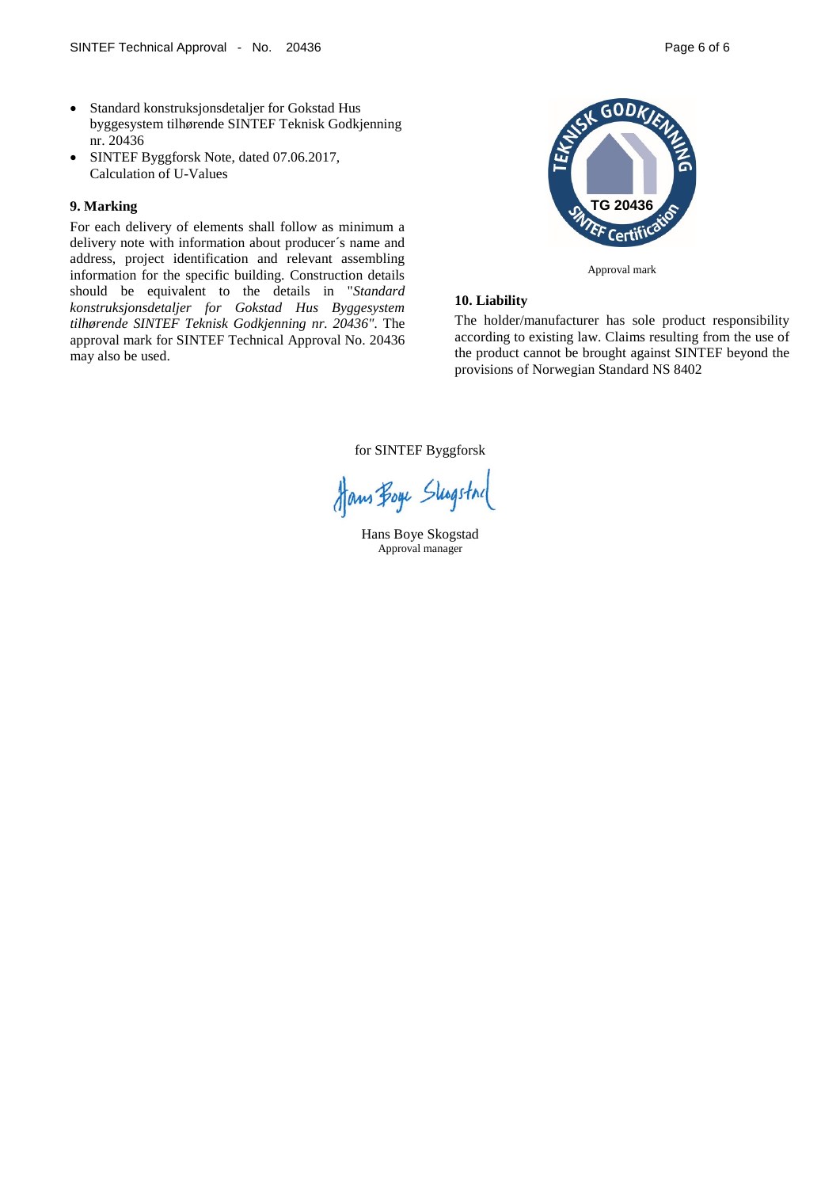- Standard konstruksjonsdetaljer for Gokstad Hus byggesystem tilhørende SINTEF Teknisk Godkjenning nr. 20436
- SINTEF Byggforsk Note, dated 07.06.2017, Calculation of U-Values

### 9. Marking

For each delivery of elements shall follow as minimum a delivery note with information about producer´s name and address, project identification and relevant assembling information for the specific building. Construction details should be equivalent to the details in "*Standard konstruksjonsdetaljer for Gokstad Hus Byggesystem tilhørende SINTEF Teknisk Godkjenning nr. 20436"*. The approval mark for SINTEF Technical Approval No. 20436 may also be used.

TEKNISK GODKJENNING
TG 20436
SINTEF Certification

Approval mark

### 10. Liability

The holder/manufacturer has sole product responsibility according to existing law. Claims resulting from the use of the product cannot be brought against SINTEF beyond the provisions of Norwegian Standard NS 8402

for SINTEF Byggforsk

Hans Boye Skogstad
Approval manager